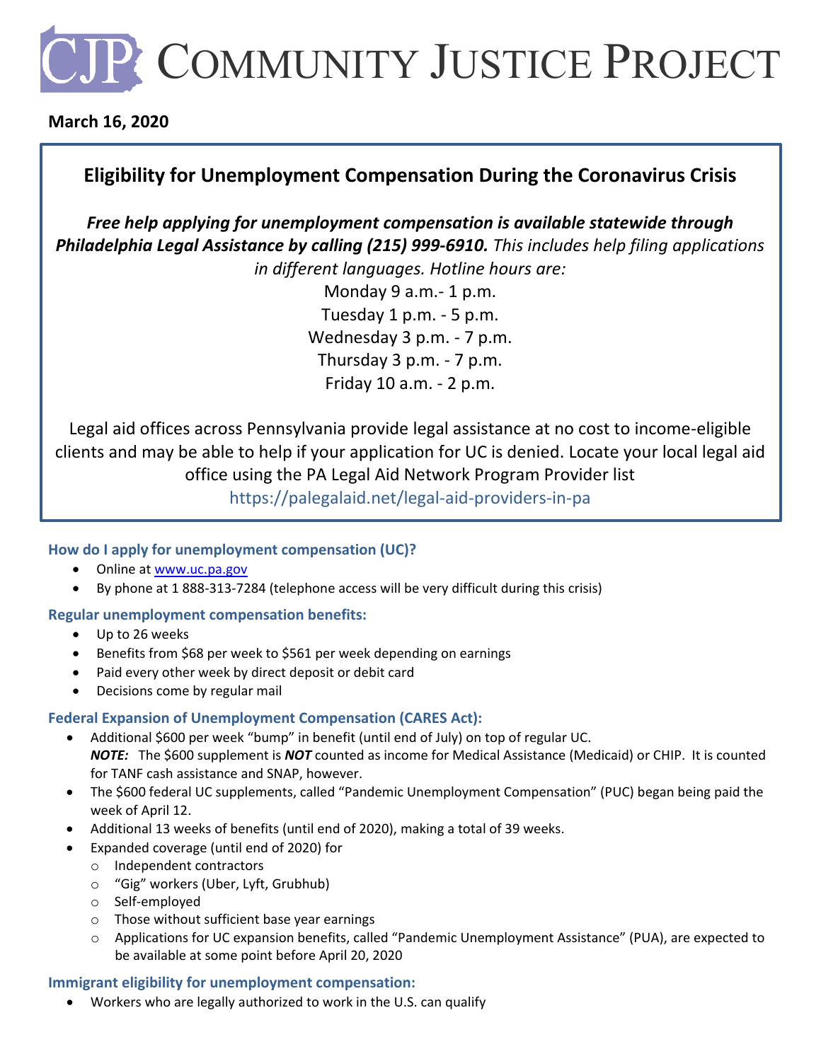# CJP Community Justice Project

**March 16, 2020**

## Eligibility for Unemployment Compensation During the Coronavirus Crisis

***Free help applying for unemployment compensation is available statewide through Philadelphia Legal Assistance by calling (215) 999-6910.*** *This includes help filing applications in different languages. Hotline hours are:*

Monday 9 a.m.- 1 p.m.
Tuesday 1 p.m. - 5 p.m.
Wednesday 3 p.m. - 7 p.m.
Thursday 3 p.m. - 7 p.m.
Friday 10 a.m. - 2 p.m.

Legal aid offices across Pennsylvania provide legal assistance at no cost to income-eligible clients and may be able to help if your application for UC is denied. Locate your local legal aid office using the PA Legal Aid Network Program Provider list https://palegalaid.net/legal-aid-providers-in-pa

### How do I apply for unemployment compensation (UC)?

- Online at www.uc.pa.gov
- By phone at 1 888-313-7284 (telephone access will be very difficult during this crisis)

### Regular unemployment compensation benefits:

- Up to 26 weeks
- Benefits from $68 per week to $561 per week depending on earnings
- Paid every other week by direct deposit or debit card
- Decisions come by regular mail

### Federal Expansion of Unemployment Compensation (CARES Act):

- Additional $600 per week "bump" in benefit (until end of July) on top of regular UC.
  ***NOTE:*** The $600 supplement is ***NOT*** counted as income for Medical Assistance (Medicaid) or CHIP. It is counted for TANF cash assistance and SNAP, however.
- The $600 federal UC supplements, called "Pandemic Unemployment Compensation" (PUC) began being paid the week of April 12.
- Additional 13 weeks of benefits (until end of 2020), making a total of 39 weeks.
- Expanded coverage (until end of 2020) for
  - Independent contractors
  - "Gig" workers (Uber, Lyft, Grubhub)
  - Self-employed
  - Those without sufficient base year earnings
  - Applications for UC expansion benefits, called "Pandemic Unemployment Assistance" (PUA), are expected to be available at some point before April 20, 2020

### Immigrant eligibility for unemployment compensation:

- Workers who are legally authorized to work in the U.S. can qualify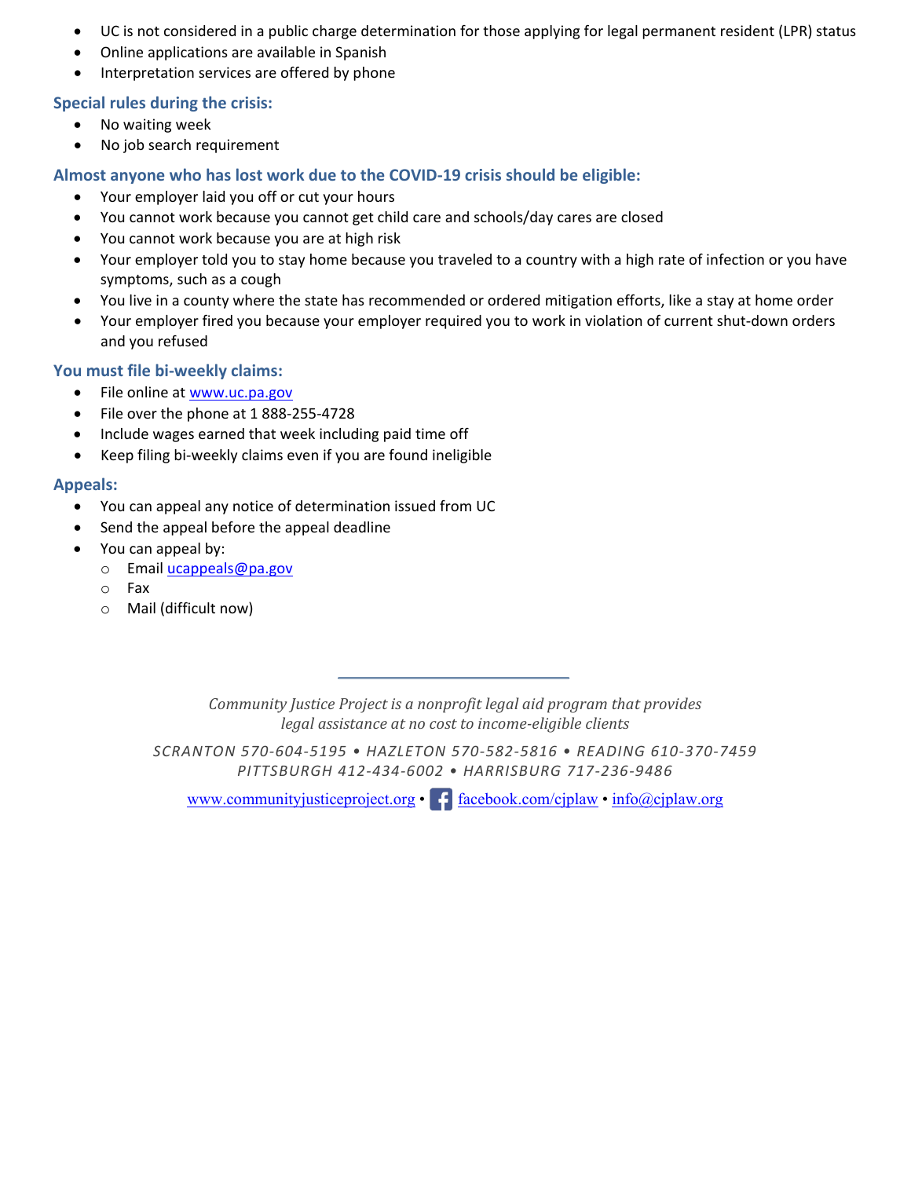- UC is not considered in a public charge determination for those applying for legal permanent resident (LPR) status
- Online applications are available in Spanish
- Interpretation services are offered by phone

### Special rules during the crisis:

- No waiting week
- No job search requirement

### Almost anyone who has lost work due to the COVID-19 crisis should be eligible:

- Your employer laid you off or cut your hours
- You cannot work because you cannot get child care and schools/day cares are closed
- You cannot work because you are at high risk
- Your employer told you to stay home because you traveled to a country with a high rate of infection or you have symptoms, such as a cough
- You live in a county where the state has recommended or ordered mitigation efforts, like a stay at home order
- Your employer fired you because your employer required you to work in violation of current shut-down orders and you refused

### You must file bi-weekly claims:

- File online at www.uc.pa.gov
- File over the phone at 1 888-255-4728
- Include wages earned that week including paid time off
- Keep filing bi-weekly claims even if you are found ineligible

### Appeals:

- You can appeal any notice of determination issued from UC
- Send the appeal before the appeal deadline
- You can appeal by:
  - Email ucappeals@pa.gov
  - Fax
  - Mail (difficult now)

---

*Community Justice Project is a nonprofit legal aid program that provides legal assistance at no cost to income-eligible clients*

*SCRANTON 570-604-5195 • HAZLETON 570-582-5816 • READING 610-370-7459*
*PITTSBURGH 412-434-6002 • HARRISBURG 717-236-9486*

www.communityjusticeproject.org • facebook.com/cjplaw • info@cjplaw.org